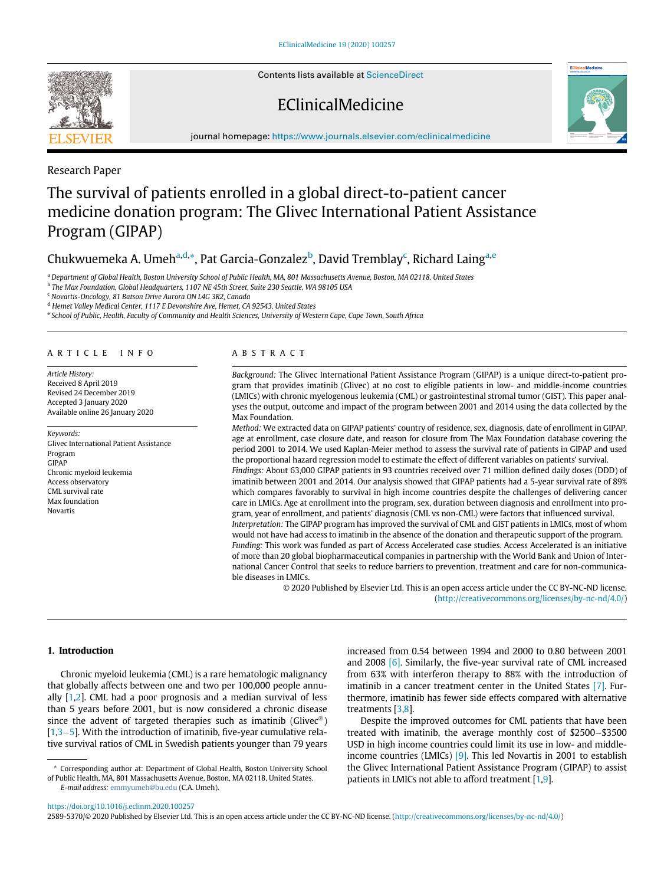Research Paper

# The survival of patients enrolled in a global direct-to-patient cancer medicine donation program: The Glivec International Patient Assistance Program (GIPAP)

Chukwuemeka A. Umeh[a,d,*], Pat Garcia-Gonzalez[b], David Tremblay[c], Richard Laing[a,e]

[a] Department of Global Health, Boston University School of Public Health, MA, 801 Massachusetts Avenue, Boston, MA 02118, United States
[b] The Max Foundation, Global Headquarters, 1107 NE 45th Street, Suite 230 Seattle, WA 98105 USA
[c] Novartis-Oncology, 81 Batson Drive Aurora ON L4G 3R2, Canada
[d] Hemet Valley Medical Center, 1117 E Devonshire Ave, Hemet, CA 92543, United States
[e] School of Public, Health, Faculty of Community and Health Sciences, University of Western Cape, Cape Town, South Africa

## ARTICLE INFO

*Article History:*
Received 8 April 2019
Revised 24 December 2019
Accepted 3 January 2020
Available online 26 January 2020

*Keywords:*
Glivec International Patient Assistance Program
GIPAP
Chronic myeloid leukemia
Access observatory
CML survival rate
Max foundation
Novartis

## ABSTRACT

*Background:* The Glivec International Patient Assistance Program (GIPAP) is a unique direct-to-patient program that provides imatinib (Glivec) at no cost to eligible patients in low- and middle-income countries (LMICs) with chronic myelogenous leukemia (CML) or gastrointestinal stromal tumor (GIST). This paper analyses the output, outcome and impact of the program between 2001 and 2014 using the data collected by the Max Foundation.

*Method:* We extracted data on GIPAP patients' country of residence, sex, diagnosis, date of enrollment in GIPAP, age at enrollment, case closure date, and reason for closure from The Max Foundation database covering the period 2001 to 2014. We used Kaplan-Meier method to assess the survival rate of patients in GIPAP and used the proportional hazard regression model to estimate the effect of different variables on patients' survival.

*Findings:* About 63,000 GIPAP patients in 93 countries received over 71 million defined daily doses (DDD) of imatinib between 2001 and 2014. Our analysis showed that GIPAP patients had a 5-year survival rate of 89% which compares favorably to survival in high income countries despite the challenges of delivering cancer care in LMICs. Age at enrollment into the program, sex, duration between diagnosis and enrollment into program, year of enrollment, and patients' diagnosis (CML vs non-CML) were factors that influenced survival.

*Interpretation:* The GIPAP program has improved the survival of CML and GIST patients in LMICs, most of whom would not have had access to imatinib in the absence of the donation and therapeutic support program.

*Funding:* This work was funded as part of Access Accelerated case studies. Access Accelerated is an initiative of more than 20 global biopharmaceutical companies in partnership with the World Bank and Union of International Cancer Control that seeks to reduce barriers to prevention, treatment and care for non-communicable diseases in LMICs.

© 2020 Published by Elsevier Ltd. This is an open access article under the CC BY-NC-ND license. (http://creativecommons.org/licenses/by-nc-nd/4.0/)

## 1. Introduction

Chronic myeloid leukemia (CML) is a rare hematologic malignancy that globally affects between one and two per 100,000 people annually [1,2]. CML had a poor prognosis and a median survival of less than 5 years before 2001, but is now considered a chronic disease since the advent of targeted therapies such as imatinib (Glivec®) [1,3–5]. With the introduction of imatinib, five-year cumulative relative survival ratios of CML in Swedish patients younger than 79 years increased from 0.54 between 1994 and 2000 to 0.80 between 2001 and 2008 [6]. Similarly, the five-year survival rate of CML increased from 63% with interferon therapy to 88% with the introduction of imatinib in a cancer treatment center in the United States [7]. Furthermore, imatinib has fewer side effects compared with alternative treatments [3,8].

Despite the improved outcomes for CML patients that have been treated with imatinib, the average monthly cost of $2500–$3500 USD in high income countries could limit its use in low- and middle-income countries (LMICs) [9]. This led Novartis in 2001 to establish the Glivec International Patient Assistance Program (GIPAP) to assist patients in LMICs not able to afford treatment [1,9].

* Corresponding author at: Department of Global Health, Boston University School of Public Health, MA, 801 Massachusetts Avenue, Boston, MA 02118, United States.
*E-mail address:* emmyumeh@bu.edu (C.A. Umeh).

https://doi.org/10.1016/j.eclinm.2020.100257
2589-5370/© 2020 Published by Elsevier Ltd. This is an open access article under the CC BY-NC-ND license. (http://creativecommons.org/licenses/by-nc-nd/4.0/)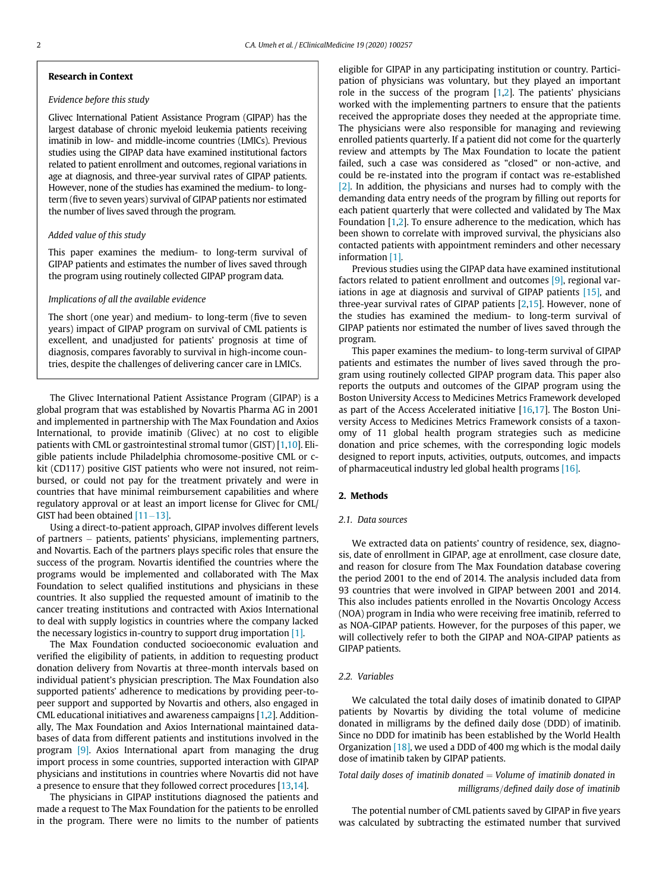**Research in Context**

*Evidence before this study*

Glivec International Patient Assistance Program (GIPAP) has the largest database of chronic myeloid leukemia patients receiving imatinib in low- and middle-income countries (LMICs). Previous studies using the GIPAP data have examined institutional factors related to patient enrollment and outcomes, regional variations in age at diagnosis, and three-year survival rates of GIPAP patients. However, none of the studies has examined the medium- to long-term (five to seven years) survival of GIPAP patients nor estimated the number of lives saved through the program.

*Added value of this study*

This paper examines the medium- to long-term survival of GIPAP patients and estimates the number of lives saved through the program using routinely collected GIPAP program data.

*Implications of all the available evidence*

The short (one year) and medium- to long-term (five to seven years) impact of GIPAP program on survival of CML patients is excellent, and unadjusted for patients' prognosis at time of diagnosis, compares favorably to survival in high-income countries, despite the challenges of delivering cancer care in LMICs.

The Glivec International Patient Assistance Program (GIPAP) is a global program that was established by Novartis Pharma AG in 2001 and implemented in partnership with The Max Foundation and Axios International, to provide imatinib (Glivec) at no cost to eligible patients with CML or gastrointestinal stromal tumor (GIST) [1,10]. Eligible patients include Philadelphia chromosome-positive CML or c-kit (CD117) positive GIST patients who were not insured, not reimbursed, or could not pay for the treatment privately and were in countries that have minimal reimbursement capabilities and where regulatory approval or at least an import license for Glivec for CML/GIST had been obtained [11–13].

Using a direct-to-patient approach, GIPAP involves different levels of partners – patients, patients' physicians, implementing partners, and Novartis. Each of the partners plays specific roles that ensure the success of the program. Novartis identified the countries where the programs would be implemented and collaborated with The Max Foundation to select qualified institutions and physicians in these countries. It also supplied the requested amount of imatinib to the cancer treating institutions and contracted with Axios International to deal with supply logistics in countries where the company lacked the necessary logistics in-country to support drug importation [1].

The Max Foundation conducted socioeconomic evaluation and verified the eligibility of patients, in addition to requesting product donation delivery from Novartis at three-month intervals based on individual patient's physician prescription. The Max Foundation also supported patients' adherence to medications by providing peer-to-peer support and supported by Novartis and others, also engaged in CML educational initiatives and awareness campaigns [1,2]. Additionally, The Max Foundation and Axios International maintained databases of data from different patients and institutions involved in the program [9]. Axios International apart from managing the drug import process in some countries, supported interaction with GIPAP physicians and institutions in countries where Novartis did not have a presence to ensure that they followed correct procedures [13,14].

The physicians in GIPAP institutions diagnosed the patients and made a request to The Max Foundation for the patients to be enrolled in the program. There were no limits to the number of patients eligible for GIPAP in any participating institution or country. Participation of physicians was voluntary, but they played an important role in the success of the program [1,2]. The patients' physicians worked with the implementing partners to ensure that the patients received the appropriate doses they needed at the appropriate time. The physicians were also responsible for managing and reviewing enrolled patients quarterly. If a patient did not come for the quarterly review and attempts by The Max Foundation to locate the patient failed, such a case was considered as "closed" or non-active, and could be re-instated into the program if contact was re-established [2]. In addition, the physicians and nurses had to comply with the demanding data entry needs of the program by filling out reports for each patient quarterly that were collected and validated by The Max Foundation [1,2]. To ensure adherence to the medication, which has been shown to correlate with improved survival, the physicians also contacted patients with appointment reminders and other necessary information [1].

Previous studies using the GIPAP data have examined institutional factors related to patient enrollment and outcomes [9], regional variations in age at diagnosis and survival of GIPAP patients [15], and three-year survival rates of GIPAP patients [2,15]. However, none of the studies has examined the medium- to long-term survival of GIPAP patients nor estimated the number of lives saved through the program.

This paper examines the medium- to long-term survival of GIPAP patients and estimates the number of lives saved through the program using routinely collected GIPAP program data. This paper also reports the outputs and outcomes of the GIPAP program using the Boston University Access to Medicines Metrics Framework developed as part of the Access Accelerated initiative [16,17]. The Boston University Access to Medicines Metrics Framework consists of a taxonomy of 11 global health program strategies such as medicine donation and price schemes, with the corresponding logic models designed to report inputs, activities, outputs, outcomes, and impacts of pharmaceutical industry led global health programs [16].

## 2. Methods

### 2.1. Data sources

We extracted data on patients' country of residence, sex, diagnosis, date of enrollment in GIPAP, age at enrollment, case closure date, and reason for closure from The Max Foundation database covering the period 2001 to the end of 2014. The analysis included data from 93 countries that were involved in GIPAP between 2001 and 2014. This also includes patients enrolled in the Novartis Oncology Access (NOA) program in India who were receiving free imatinib, referred to as NOA-GIPAP patients. However, for the purposes of this paper, we will collectively refer to both the GIPAP and NOA-GIPAP patients as GIPAP patients.

### 2.2. Variables

We calculated the total daily doses of imatinib donated to GIPAP patients by Novartis by dividing the total volume of medicine donated in milligrams by the defined daily dose (DDD) of imatinib. Since no DDD for imatinib has been established by the World Health Organization [18], we used a DDD of 400 mg which is the modal daily dose of imatinib taken by GIPAP patients.

$$\textit{Total daily doses of imatinib donated} = \textit{Volume of imatinib donated in milligrams} / \textit{defined daily dose of imatinib}$$

The potential number of CML patients saved by GIPAP in five years was calculated by subtracting the estimated number that survived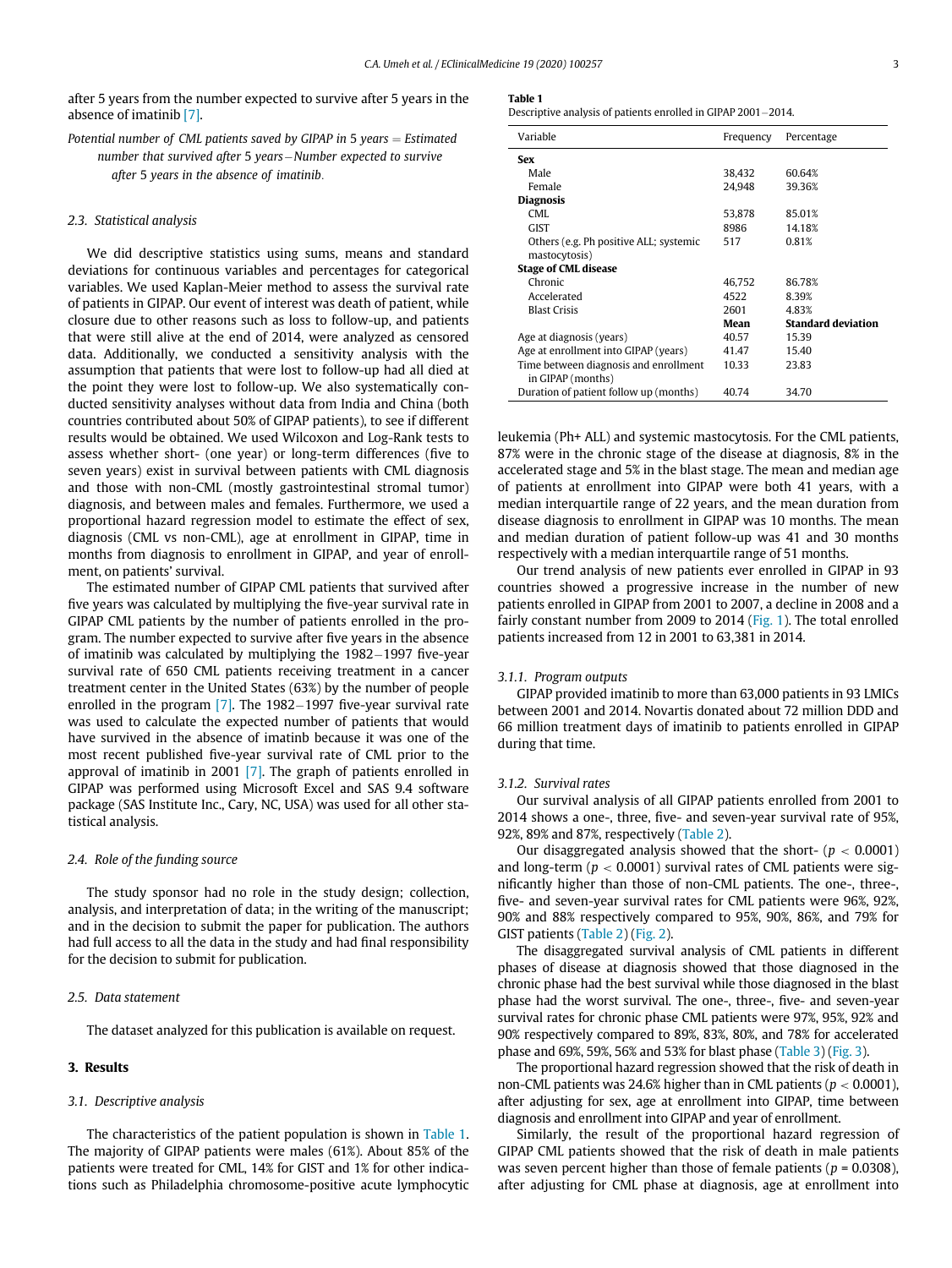after 5 years from the number expected to survive after 5 years in the absence of imatinib [7].

*Potential number of CML patients saved by GIPAP in 5 years = Estimated number that survived after 5 years − Number expected to survive after 5 years in the absence of imatinib.*

### 2.3. Statistical analysis

We did descriptive statistics using sums, means and standard deviations for continuous variables and percentages for categorical variables. We used Kaplan-Meier method to assess the survival rate of patients in GIPAP. Our event of interest was death of patient, while closure due to other reasons such as loss to follow-up, and patients that were still alive at the end of 2014, were analyzed as censored data. Additionally, we conducted a sensitivity analysis with the assumption that patients that were lost to follow-up had all died at the point they were lost to follow-up. We also systematically conducted sensitivity analyses without data from India and China (both countries contributed about 50% of GIPAP patients), to see if different results would be obtained. We used Wilcoxon and Log-Rank tests to assess whether short- (one year) or long-term differences (five to seven years) exist in survival between patients with CML diagnosis and those with non-CML (mostly gastrointestinal stromal tumor) diagnosis, and between males and females. Furthermore, we used a proportional hazard regression model to estimate the effect of sex, diagnosis (CML vs non-CML), age at enrollment in GIPAP, time in months from diagnosis to enrollment in GIPAP, and year of enrollment, on patients' survival.

The estimated number of GIPAP CML patients that survived after five years was calculated by multiplying the five-year survival rate in GIPAP CML patients by the number of patients enrolled in the program. The number expected to survive after five years in the absence of imatinib was calculated by multiplying the 1982−1997 five-year survival rate of 650 CML patients receiving treatment in a cancer treatment center in the United States (63%) by the number of people enrolled in the program [7]. The 1982−1997 five-year survival rate was used to calculate the expected number of patients that would have survived in the absence of imatinb because it was one of the most recent published five-year survival rate of CML prior to the approval of imatinib in 2001 [7]. The graph of patients enrolled in GIPAP was performed using Microsoft Excel and SAS 9.4 software package (SAS Institute Inc., Cary, NC, USA) was used for all other statistical analysis.

### 2.4. Role of the funding source

The study sponsor had no role in the study design; collection, analysis, and interpretation of data; in the writing of the manuscript; and in the decision to submit the paper for publication. The authors had full access to all the data in the study and had final responsibility for the decision to submit for publication.

### 2.5. Data statement

The dataset analyzed for this publication is available on request.

## 3. Results

### 3.1. Descriptive analysis

The characteristics of the patient population is shown in Table 1. The majority of GIPAP patients were males (61%). About 85% of the patients were treated for CML, 14% for GIST and 1% for other indications such as Philadelphia chromosome-positive acute lymphocytic leukemia (Ph+ ALL) and systemic mastocytosis. For the CML patients, 87% were in the chronic stage of the disease at diagnosis, 8% in the accelerated stage and 5% in the blast stage. The mean and median age of patients at enrollment into GIPAP were both 41 years, with a median interquartile range of 22 years, and the mean duration from disease diagnosis to enrollment in GIPAP was 10 months. The mean and median duration of patient follow-up was 41 and 30 months respectively with a median interquartile range of 51 months.

**Table 1**
Descriptive analysis of patients enrolled in GIPAP 2001−2014.

| Variable | Frequency | Percentage |
|---|---|---|
| **Sex** | | |
| Male | 38,432 | 60.64% |
| Female | 24,948 | 39.36% |
| **Diagnosis** | | |
| CML | 53,878 | 85.01% |
| GIST | 8986 | 14.18% |
| Others (e.g. Ph positive ALL; systemic mastocytosis) | 517 | 0.81% |
| **Stage of CML disease** | | |
| Chronic | 46,752 | 86.78% |
| Accelerated | 4522 | 8.39% |
| Blast Crisis | 2601 | 4.83% |
| | **Mean** | **Standard deviation** |
| Age at diagnosis (years) | 40.57 | 15.39 |
| Age at enrollment into GIPAP (years) | 41.47 | 15.40 |
| Time between diagnosis and enrollment in GIPAP (months) | 10.33 | 23.83 |
| Duration of patient follow up (months) | 40.74 | 34.70 |

Our trend analysis of new patients ever enrolled in GIPAP in 93 countries showed a progressive increase in the number of new patients enrolled in GIPAP from 2001 to 2007, a decline in 2008 and a fairly constant number from 2009 to 2014 (Fig. 1). The total enrolled patients increased from 12 in 2001 to 63,381 in 2014.

#### 3.1.1. Program outputs

GIPAP provided imatinib to more than 63,000 patients in 93 LMICs between 2001 and 2014. Novartis donated about 72 million DDD and 66 million treatment days of imatinib to patients enrolled in GIPAP during that time.

#### 3.1.2. Survival rates

Our survival analysis of all GIPAP patients enrolled from 2001 to 2014 shows a one-, three, five- and seven-year survival rate of 95%, 92%, 89% and 87%, respectively (Table 2).

Our disaggregated analysis showed that the short- ($p < 0.0001$) and long-term ($p < 0.0001$) survival rates of CML patients were significantly higher than those of non-CML patients. The one-, three-, five- and seven-year survival rates for CML patients were 96%, 92%, 90% and 88% respectively compared to 95%, 90%, 86%, and 79% for GIST patients (Table 2) (Fig. 2).

The disaggregated survival analysis of CML patients in different phases of disease at diagnosis showed that those diagnosed in the chronic phase had the best survival while those diagnosed in the blast phase had the worst survival. The one-, three-, five- and seven-year survival rates for chronic phase CML patients were 97%, 95%, 92% and 90% respectively compared to 89%, 83%, 80%, and 78% for accelerated phase and 69%, 59%, 56% and 53% for blast phase (Table 3) (Fig. 3).

The proportional hazard regression showed that the risk of death in non-CML patients was 24.6% higher than in CML patients ($p < 0.0001$), after adjusting for sex, age at enrollment into GIPAP, time between disease diagnosis and enrollment into GIPAP and year of enrollment.

Similarly, the result of the proportional hazard regression of GIPAP CML patients showed that the risk of death in male patients was seven percent higher than those of female patients ($p = 0.0308$), after adjusting for CML phase at diagnosis, age at enrollment into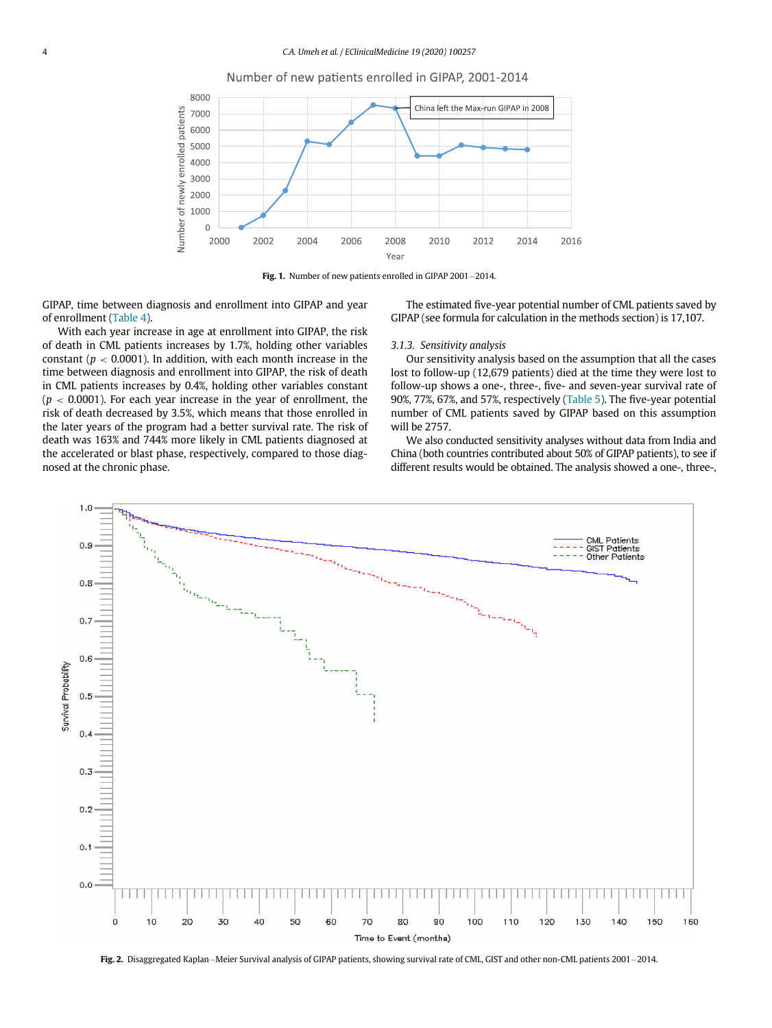Fig. 1. Number of new patients enrolled in GIPAP 2001–2014.

GIPAP, time between diagnosis and enrollment into GIPAP and year of enrollment (Table 4).

With each year increase in age at enrollment into GIPAP, the risk of death in CML patients increases by 1.7%, holding other variables constant ($p < 0.0001$). In addition, with each month increase in the time between diagnosis and enrollment into GIPAP, the risk of death in CML patients increases by 0.4%, holding other variables constant ($p < 0.0001$). For each year increase in the year of enrollment, the risk of death decreased by 3.5%, which means that those enrolled in the later years of the program had a better survival rate. The risk of death was 163% and 744% more likely in CML patients diagnosed at the accelerated or blast phase, respectively, compared to those diagnosed at the chronic phase.

The estimated five-year potential number of CML patients saved by GIPAP (see formula for calculation in the methods section) is 17,107.

### 3.1.3. Sensitivity analysis

Our sensitivity analysis based on the assumption that all the cases lost to follow-up (12,679 patients) died at the time they were lost to follow-up shows a one-, three-, five- and seven-year survival rate of 90%, 77%, 67%, and 57%, respectively (Table 5). The five-year potential number of CML patients saved by GIPAP based on this assumption will be 2757.

We also conducted sensitivity analyses without data from India and China (both countries contributed about 50% of GIPAP patients), to see if different results would be obtained. The analysis showed a one-, three-,

Fig. 2. Disaggregated Kaplan–Meier Survival analysis of GIPAP patients, showing survival rate of CML, GIST and other non-CML patients 2001–2014.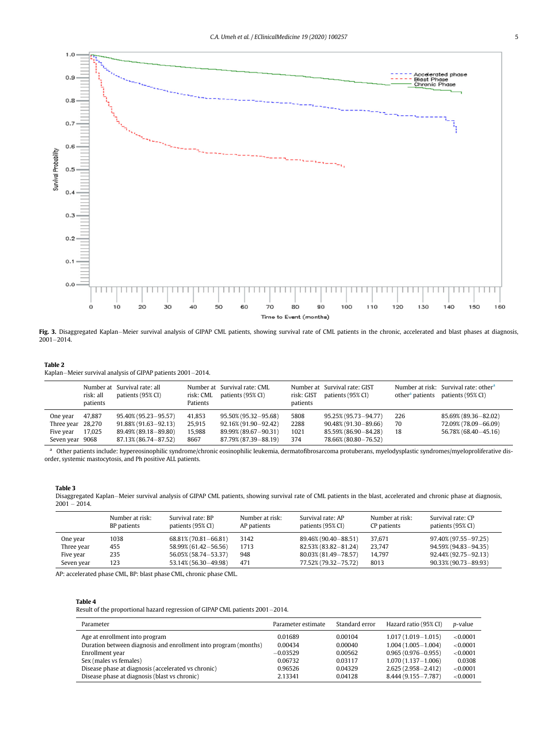**Fig. 3.** Disaggregated Kaplan–Meier survival analysis of GIPAP CML patients, showing survival rate of CML patients in the chronic, accelerated and blast phases at diagnosis, 2001–2014.

**Table 2**
Kaplan–Meier survival analysis of GIPAP patients 2001–2014.

| | Number at risk: all patients | Survival rate: all patients (95% CI) | Number at risk: CML Patients | Survival rate: CML patients (95% CI) | Number at risk: GIST patients | Survival rate: GIST patients (95% CI) | Number at risk: other[a] patients | Survival rate: other[a] patients (95% CI) |
|---|---|---|---|---|---|---|---|---|
| One year | 47,887 | 95.40% (95.23–95.57) | 41,853 | 95.50% (95.32–95.68) | 5808 | 95.25% (95.73–94.77) | 226 | 85.69% (89.36–82.02) |
| Three year | 28,270 | 91.88% (91.63–92.13) | 25,915 | 92.16% (91.90–92.42) | 2288 | 90.48% (91.30–89.66) | 70 | 72.09% (78.09–66.09) |
| Five year | 17,025 | 89.49% (89.18–89.80) | 15,988 | 89.99% (89.67–90.31) | 1021 | 85.59% (86.90–84.28) | 18 | 56.78% (68.40–45.16) |
| Seven year | 9068 | 87.13% (86.74–87.52) | 8667 | 87.79% (87.39–88.19) | 374 | 78.66% (80.80–76.52) | | |

[a] Other patients include: hypereosinophilic syndrome/chronic eosinophilic leukemia, dermatofibrosarcoma protuberans, myelodysplastic syndromes/myeloproliferative disorder, systemic mastocytosis, and Ph positive ALL patients.

**Table 3**
Disaggregated Kaplan–Meier survival analysis of GIPAP CML patients, showing survival rate of CML patients in the blast, accelerated and chronic phase at diagnosis, 2001 – 2014.

| | Number at risk: BP patients | Survival rate: BP patients (95% CI) | Number at risk: AP patients | Survival rate: AP patients (95% CI) | Number at risk: CP patients | Survival rate: CP patients (95% CI) |
|---|---|---|---|---|---|---|
| One year | 1038 | 68.81% (70.81–66.81) | 3142 | 89.46% (90.40–88.51) | 37,671 | 97.40% (97.55–97.25) |
| Three year | 455 | 58.99% (61.42–56.56) | 1713 | 82.53% (83.82–81.24) | 23,747 | 94.59% (94.83–94.35) |
| Five year | 235 | 56.05% (58.74–53.37) | 948 | 80.03% (81.49–78.57) | 14,797 | 92.44% (92.75–92.13) |
| Seven year | 123 | 53.14% (56.30–49.98) | 471 | 77.52% (79.32–75.72) | 8013 | 90.33% (90.73–89.93) |

AP: accelerated phase CML, BP: blast phase CML, chronic phase CML.

**Table 4**
Result of the proportional hazard regression of GIPAP CML patients 2001–2014.

| Parameter | Parameter estimate | Standard error | Hazard ratio (95% CI) | *p*-value |
|---|---|---|---|---|
| Age at enrollment into program | 0.01689 | 0.00104 | 1.017 (1.019–1.015) | <0.0001 |
| Duration between diagnosis and enrollment into program (months) | 0.00434 | 0.00040 | 1.004 (1.005–1.004) | <0.0001 |
| Enrollment year | −0.03529 | 0.00562 | 0.965 (0.976–0.955) | <0.0001 |
| Sex (males vs females) | 0.06732 | 0.03117 | 1.070 (1.137–1.006) | 0.0308 |
| Disease phase at diagnosis (accelerated vs chronic) | 0.96526 | 0.04329 | 2.625 (2.958–2.412) | <0.0001 |
| Disease phase at diagnosis (blast vs chronic) | 2.13341 | 0.04128 | 8.444 (9.155–7.787) | <0.0001 |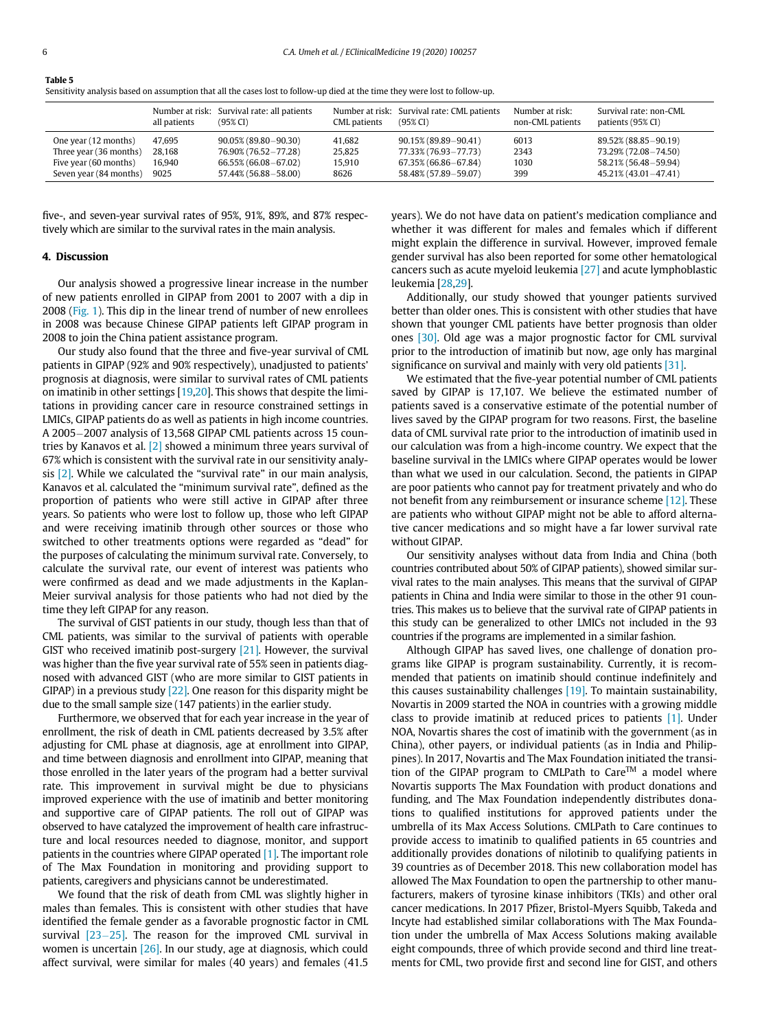**Table 5**
Sensitivity analysis based on assumption that all the cases lost to follow-up died at the time they were lost to follow-up.

| | Number at risk: all patients | Survival rate: all patients (95% CI) | Number at risk: CML patients | Survival rate: CML patients (95% CI) | Number at risk: non-CML patients | Survival rate: non-CML patients (95% CI) |
|---|---|---|---|---|---|---|
| One year (12 months) | 47,695 | 90.05% (89.80–90.30) | 41,682 | 90.15% (89.89–90.41) | 6013 | 89.52% (88.85–90.19) |
| Three year (36 months) | 28,168 | 76.90% (76.52–77.28) | 25,825 | 77.33% (76.93–77.73) | 2343 | 73.29% (72.08–74.50) |
| Five year (60 months) | 16,940 | 66.55% (66.08–67.02) | 15,910 | 67.35% (66.86–67.84) | 1030 | 58.21% (56.48–59.94) |
| Seven year (84 months) | 9025 | 57.44% (56.88–58.00) | 8626 | 58.48% (57.89–59.07) | 399 | 45.21% (43.01–47.41) |

five-, and seven-year survival rates of 95%, 91%, 89%, and 87% respectively which are similar to the survival rates in the main analysis.

## 4. Discussion

Our analysis showed a progressive linear increase in the number of new patients enrolled in GIPAP from 2001 to 2007 with a dip in 2008 (Fig. 1). This dip in the linear trend of number of new enrollees in 2008 was because Chinese GIPAP patients left GIPAP program in 2008 to join the China patient assistance program.

Our study also found that the three and five-year survival of CML patients in GIPAP (92% and 90% respectively), unadjusted to patients' prognosis at diagnosis, were similar to survival rates of CML patients on imatinib in other settings [19,20]. This shows that despite the limitations in providing cancer care in resource constrained settings in LMICs, GIPAP patients do as well as patients in high income countries. A 2005–2007 analysis of 13,568 GIPAP CML patients across 15 countries by Kanavos et al. [2] showed a minimum three years survival of 67% which is consistent with the survival rate in our sensitivity analysis [2]. While we calculated the "survival rate" in our main analysis, Kanavos et al. calculated the "minimum survival rate", defined as the proportion of patients who were still active in GIPAP after three years. So patients who were lost to follow up, those who left GIPAP and were receiving imatinib through other sources or those who switched to other treatments options were regarded as "dead" for the purposes of calculating the minimum survival rate. Conversely, to calculate the survival rate, our event of interest was patients who were confirmed as dead and we made adjustments in the Kaplan-Meier survival analysis for those patients who had not died by the time they left GIPAP for any reason.

The survival of GIST patients in our study, though less than that of CML patients, was similar to the survival of patients with operable GIST who received imatinib post-surgery [21]. However, the survival was higher than the five year survival rate of 55% seen in patients diagnosed with advanced GIST (who are more similar to GIST patients in GIPAP) in a previous study [22]. One reason for this disparity might be due to the small sample size (147 patients) in the earlier study.

Furthermore, we observed that for each year increase in the year of enrollment, the risk of death in CML patients decreased by 3.5% after adjusting for CML phase at diagnosis, age at enrollment into GIPAP, and time between diagnosis and enrollment into GIPAP, meaning that those enrolled in the later years of the program had a better survival rate. This improvement in survival might be due to physicians improved experience with the use of imatinib and better monitoring and supportive care of GIPAP patients. The roll out of GIPAP was observed to have catalyzed the improvement of health care infrastructure and local resources needed to diagnose, monitor, and support patients in the countries where GIPAP operated [1]. The important role of The Max Foundation in monitoring and providing support to patients, caregivers and physicians cannot be underestimated.

We found that the risk of death from CML was slightly higher in males than females. This is consistent with other studies that have identified the female gender as a favorable prognostic factor in CML survival [23–25]. The reason for the improved CML survival in women is uncertain [26]. In our study, age at diagnosis, which could affect survival, were similar for males (40 years) and females (41.5 years). We do not have data on patient's medication compliance and whether it was different for males and females which if different might explain the difference in survival. However, improved female gender survival has also been reported for some other hematological cancers such as acute myeloid leukemia [27] and acute lymphoblastic leukemia [28,29].

Additionally, our study showed that younger patients survived better than older ones. This is consistent with other studies that have shown that younger CML patients have better prognosis than older ones [30]. Old age was a major prognostic factor for CML survival prior to the introduction of imatinib but now, age only has marginal significance on survival and mainly with very old patients [31].

We estimated that the five-year potential number of CML patients saved by GIPAP is 17,107. We believe the estimated number of patients saved is a conservative estimate of the potential number of lives saved by the GIPAP program for two reasons. First, the baseline data of CML survival rate prior to the introduction of imatinib used in our calculation was from a high-income country. We expect that the baseline survival in the LMICs where GIPAP operates would be lower than what we used in our calculation. Second, the patients in GIPAP are poor patients who cannot pay for treatment privately and who do not benefit from any reimbursement or insurance scheme [12]. These are patients who without GIPAP might not be able to afford alternative cancer medications and so might have a far lower survival rate without GIPAP.

Our sensitivity analyses without data from India and China (both countries contributed about 50% of GIPAP patients), showed similar survival rates to the main analyses. This means that the survival of GIPAP patients in China and India were similar to those in the other 91 countries. This makes us to believe that the survival rate of GIPAP patients in this study can be generalized to other LMICs not included in the 93 countries if the programs are implemented in a similar fashion.

Although GIPAP has saved lives, one challenge of donation programs like GIPAP is program sustainability. Currently, it is recommended that patients on imatinib should continue indefinitely and this causes sustainability challenges [19]. To maintain sustainability, Novartis in 2009 started the NOA in countries with a growing middle class to provide imatinib at reduced prices to patients [1]. Under NOA, Novartis shares the cost of imatinib with the government (as in China), other payers, or individual patients (as in India and Philippines). In 2017, Novartis and The Max Foundation initiated the transition of the GIPAP program to CMLPath to Care™ a model where Novartis supports The Max Foundation with product donations and funding, and The Max Foundation independently distributes donations to qualified institutions for approved patients under the umbrella of its Max Access Solutions. CMLPath to Care continues to provide access to imatinib to qualified patients in 65 countries and additionally provides donations of nilotinib to qualifying patients in 39 countries as of December 2018. This new collaboration model has allowed The Max Foundation to open the partnership to other manufacturers, makers of tyrosine kinase inhibitors (TKIs) and other oral cancer medications. In 2017 Pfizer, Bristol-Myers Squibb, Takeda and Incyte had established similar collaborations with The Max Foundation under the umbrella of Max Access Solutions making available eight compounds, three of which provide second and third line treatments for CML, two provide first and second line for GIST, and others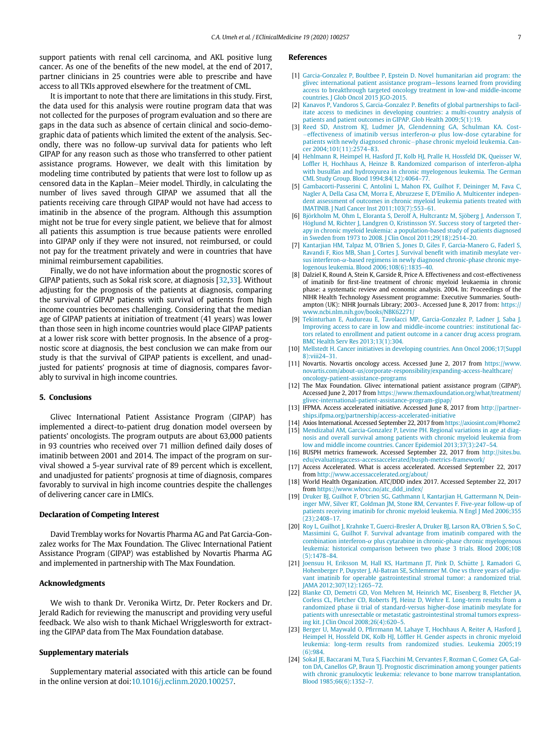support patients with renal cell carcinoma, and AKL positive lung cancer. As one of the benefits of the new model, at the end of 2017, partner clinicians in 25 countries were able to prescribe and have access to all TKIs approved elsewhere for the treatment of CML.

It is important to note that there are limitations in this study. First, the data used for this analysis were routine program data that was not collected for the purposes of program evaluation and so there are gaps in the data such as absence of certain clinical and socio-demographic data of patients which limited the extent of the analysis. Secondly, there was no follow-up survival data for patients who left GIPAP for any reason such as those who transferred to other patient assistance programs. However, we dealt with this limitation by modeling time contributed by patients that were lost to follow up as censored data in the Kaplan–Meier model. Thirdly, in calculating the number of lives saved through GIPAP we assumed that all the patients receiving care through GIPAP would not have had access to imatinib in the absence of the program. Although this assumption might not be true for every single patient, we believe that for almost all patients this assumption is true because patients were enrolled into GIPAP only if they were not insured, not reimbursed, or could not pay for the treatment privately and were in countries that have minimal reimbursement capabilities.

Finally, we do not have information about the prognostic scores of GIPAP patients, such as Sokal risk score, at diagnosis [32,33]. Without adjusting for the prognosis of the patients at diagnosis, comparing the survival of GIPAP patients with survival of patients from high income countries becomes challenging. Considering that the median age of GIPAP patients at initiation of treatment (41 years) was lower than those seen in high income countries would place GIPAP patients at a lower risk score with better prognosis. In the absence of a prognostic score at diagnosis, the best conclusion we can make from our study is that the survival of GIPAP patients is excellent, and unadjusted for patients' prognosis at time of diagnosis, compares favorably to survival in high income countries.

## 5. Conclusions

Glivec International Patient Assistance Program (GIPAP) has implemented a direct-to-patient drug donation model overseen by patients' oncologists. The program outputs are about 63,000 patients in 93 countries who received over 71 million defined daily doses of imatinib between 2001 and 2014. The impact of the program on survival showed a 5-year survival rate of 89 percent which is excellent, and unadjusted for patients' prognosis at time of diagnosis, compares favorably to survival in high income countries despite the challenges of delivering cancer care in LMICs.

### Declaration of Competing Interest

David Tremblay works for Novartis Pharma AG and Pat Garcia-Gonzalez works for The Max Foundation. The Glivec International Patient Assistance Program (GIPAP) was established by Novartis Pharma AG and implemented in partnership with The Max Foundation.

### Acknowledgments

We wish to thank Dr. Veronika Wirtz, Dr. Peter Rockers and Dr. Jerald Radich for reviewing the manuscript and providing very useful feedback. We also wish to thank Michael Wrigglesworth for extracting the GIPAP data from The Max Foundation database.

### Supplementary materials

Supplementary material associated with this article can be found in the online version at doi:10.1016/j.eclinm.2020.100257.

## References

[1] Garcia-Gonzalez P, Boultbee P, Epstein D. Novel humanitarian aid program: the glivec international patient assistance program—lessons learned from providing access to breakthrough targeted oncology treatment in low-and middle-income countries. J Glob Oncol 2015 JGO-2015.

[2] Kanavos P, Vandoros S, Garcia-Gonzalez P. Benefits of global partnerships to facilitate access to medicines in developing countries: a multi-country analysis of patients and patient outcomes in GIPAP. Glob Health 2009;5(1):19.

[3] Reed SD, Anstrom KJ, Ludmer JA, Glendenning GA, Schulman KA. Cost–effectiveness of imatinib versus interferon-α plus low-dose cytarabine for patients with newly diagnosed chronic–phase chronic myeloid leukemia. Cancer 2004;101(11):2574–83.

[4] Hehlmann R, Heimpel H, Hasford JT, Kolb HJ, Pralle H, Hossfeld DK, Queisser W, Loffler H, Hochhaus A, Heinze B. Randomized comparison of interferon-alpha with busulfan and hydroxyurea in chronic myelogenous leukemia. The German CML Study Group. Blood 1994;84(12):4064–77.

[5] Gambacorti-Passerini C, Antolini L, Mahon FX, Guilhot F, Deininger M, Fava C, Nagler A, Della Casa CM, Morra E, Abruzzese E, D'Emilio A. Multicenter independent assessment of outcomes in chronic myeloid leukemia patients treated with IMATINIB. J Natl Cancer Inst 2011;103(7):553–61.

[6] Björkholm M, Ohm L, Eloranta S, Derolf A, Hultcrantz M, Sjöberg J, Andersson T, Höglund M, Richter J, Landgren O, Kristinsson SY. Success story of targeted therapy in chronic myeloid leukemia: a population-based study of patients diagnosed in Sweden from 1973 to 2008. J Clin Oncol 2011;29(18):2514–20.

[7] Kantarjian HM, Talpaz M, O'Brien S, Jones D, Giles F, Garcia-Manero G, Faderl S, Ravandi F, Rios MB, Shan J, Cortes J. Survival benefit with imatinib mesylate versus interferon-α-based regimens in newly diagnosed chronic-phase chronic myelogenous leukemia. Blood 2006;108(6):1835–40.

[8] Dalziel K, Round A, Stein K, Garside R, Price A. Effectiveness and cost-effectiveness of imatinib for first-line treatment of chronic myeloid leukaemia in chronic phase: a systematic review and economic analysis. 2004. In: Proceedings of the NIHR Health Technology Assessment programme: Executive Summaries. Southampton (UK): NIHR Journals Library; 2003-. Accessed June 8, 2017 from: https://www.ncbi.nlm.nih.gov/books/NBK62271/

[9] Tekinturhan E, Audureau E, Tavolacci MP, Garcia-Gonzalez P, Ladner J, Saba J. Improving access to care in low and middle-income countries: institutional factors related to enrollment and patient outcome in a cancer drug access program. BMC Health Serv Res 2013;13(1):304.

[10] Mellstedt H. Cancer initiatives in developing countries. Ann Oncol 2006;17(Suppl 8):viii24–31.

[11] Novartis. Novartis oncology access. Accessed June 2, 2017 from https://www.novartis.com/about-us/corporate-responsibility/expanding-access-healthcare/oncology-patient-assistance-programs

[12] The Max Foundation. Glivec international patient assistance program (GIPAP). Accessed June 2, 2017 from https://www.themaxfoundation.org/what/treatment/glivec-international-patient-assistance-program-gipap/

[13] IFPMA. Access accelerated initiative. Accessed June 8, 2017 from http://partnerships.ifpma.org/partnership/access-accelerated-initiative

[14] Axios International. Accessed September 22, 2017 from https://axiosint.com/#home2

[15] Mendizabal AM, Garcia-Gonzalez P, Levine PH. Regional variations in age at diagnosis and overall survival among patients with chronic myeloid leukemia from low and middle income countries. Cancer Epidemiol 2013;37(3):247–54.

[16] BUSPH metrics framework. Accessed September 22, 2017 from http://sites.bu.edu/evaluatingaccess-accessaccelerated/busph-metrics-framework/

[17] Access Accelerated. What is access accelerated. Accessed September 22, 2017 from http://www.accessaccelerated.org/about/

[18] World Health Organization. ATC/DDD index 2017. Accessed September 22, 2017 from https://www.whocc.no/atc_ddd_index/

[19] Druker BJ, Guilhot F, O'brien SG, Gathmann I, Kantarjian H, Gattermann N, Deininger MW, Silver RT, Goldman JM, Stone RM, Cervantes F. Five-year follow-up of patients receiving imatinib for chronic myeloid leukemia. N Engl J Med 2006;355(23):2408–17.

[20] Roy L, Guilhot J, Krahnke T, Guerci-Bresler A, Druker BJ, Larson RA, O'Brien S, So C, Massimini G, Guilhot F. Survival advantage from imatinib compared with the combination interferon-α plus cytarabine in chronic-phase chronic myelogenous leukemia: historical comparison between two phase 3 trials. Blood 2006;108(5):1478–84.

[21] Joensuu H, Eriksson M, Hall KS, Hartmann JT, Pink D, Schütte J, Ramadori G, Hohenberger P, Duyster J, Al-Batran SE, Schlemmer M. One vs three years of adjuvant imatinib for operable gastrointestinal stromal tumor: a randomized trial. JAMA 2012;307(12):1265–72.

[22] Blanke CD, Demetri GD, Von Mehren M, Heinrich MC, Eisenberg B, Fletcher JA, Corless CL, Fletcher CD, Roberts PJ, Heinz D, Wehre E. Long-term results from a randomized phase ii trial of standard-versus higher-dose imatinib mesylate for patients with unresectable or metastatic gastrointestinal stromal tumors expressing kit. J Clin Oncol 2008;26(4):620–5.

[23] Berger U, Maywald O, Pfirrmann M, Lahaye T, Hochhaus A, Reiter A, Hasford J, Heimpel H, Hossfeld DK, Kolb HJ, Löffler H. Gender aspects in chronic myeloid leukemia: long-term results from randomized studies. Leukemia 2005;19(6):984.

[24] Sokal JE, Baccarani M, Tura S, Fiacchini M, Cervantes F, Rozman C, Gomez GA, Galton DA, Canellos GP, Braun TJ. Prognostic discrimination among younger patients with chronic granulocytic leukemia: relevance to bone marrow transplantation. Blood 1985;66(6):1352–7.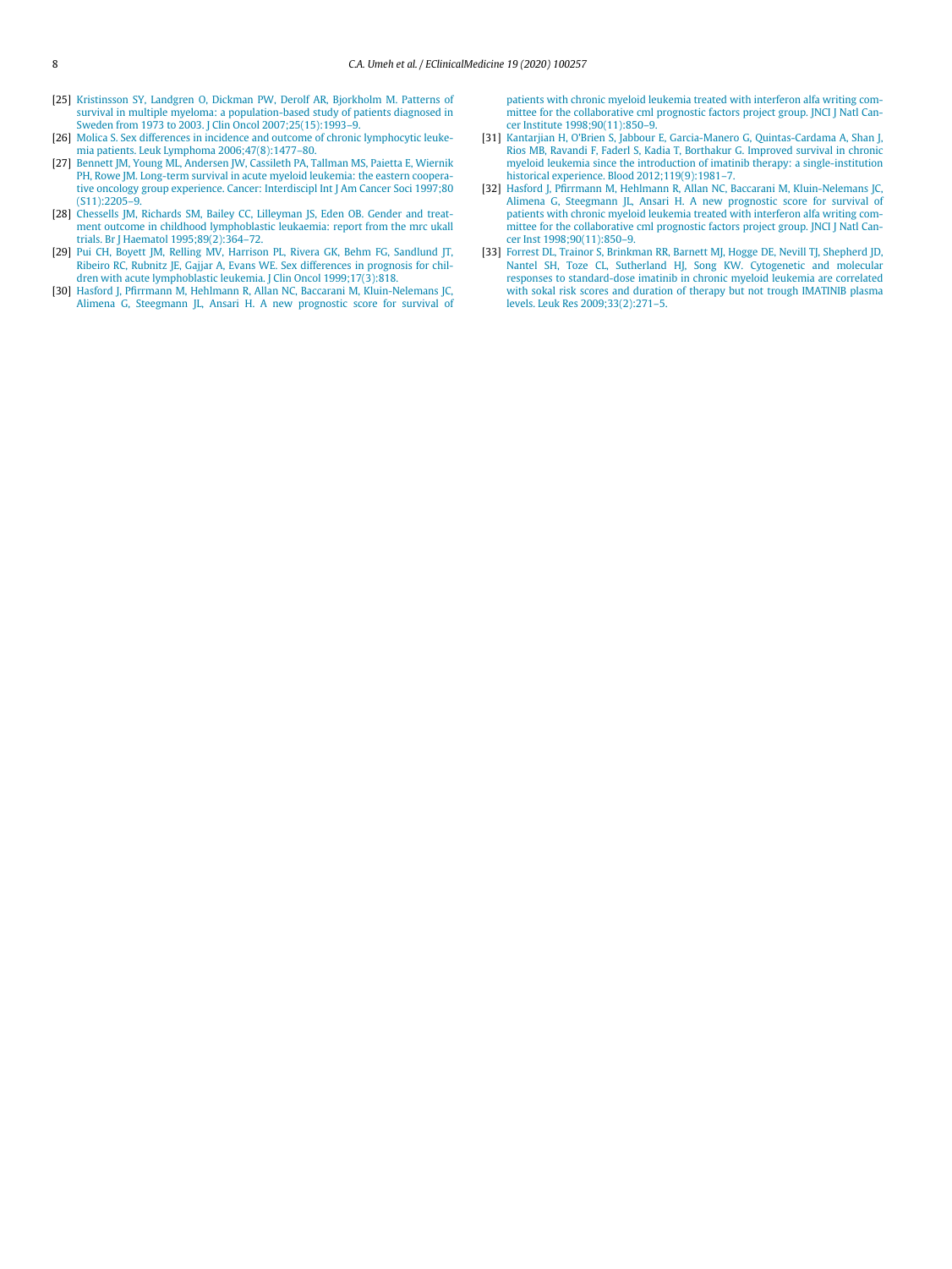[25] Kristinsson SY, Landgren O, Dickman PW, Derolf AR, Bjorkholm M. Patterns of survival in multiple myeloma: a population-based study of patients diagnosed in Sweden from 1973 to 2003. J Clin Oncol 2007;25(15):1993–9.

[26] Molica S. Sex differences in incidence and outcome of chronic lymphocytic leukemia patients. Leuk Lymphoma 2006;47(8):1477–80.

[27] Bennett JM, Young ML, Andersen JW, Cassileth PA, Tallman MS, Paietta E, Wiernik PH, Rowe JM. Long-term survival in acute myeloid leukemia: the eastern cooperative oncology group experience. Cancer: Interdiscipl Int J Am Cancer Soci 1997;80 (S11):2205–9.

[28] Chessells JM, Richards SM, Bailey CC, Lilleyman JS, Eden OB. Gender and treatment outcome in childhood lymphoblastic leukaemia: report from the mrc ukall trials. Br J Haematol 1995;89(2):364–72.

[29] Pui CH, Boyett JM, Relling MV, Harrison PL, Rivera GK, Behm FG, Sandlund JT, Ribeiro RC, Rubnitz JE, Gajjar A, Evans WE. Sex differences in prognosis for children with acute lymphoblastic leukemia. J Clin Oncol 1999;17(3):818.

[30] Hasford J, Pfirrmann M, Hehlmann R, Allan NC, Baccarani M, Kluin-Nelemans JC, Alimena G, Steegmann JL, Ansari H. A new prognostic score for survival of patients with chronic myeloid leukemia treated with interferon alfa writing committee for the collaborative cml prognostic factors project group. JNCI J Natl Cancer Institute 1998;90(11):850–9.

[31] Kantarjian H, O'Brien S, Jabbour E, Garcia-Manero G, Quintas-Cardama A, Shan J, Rios MB, Ravandi F, Faderl S, Kadia T, Borthakur G. Improved survival in chronic myeloid leukemia since the introduction of imatinib therapy: a single-institution historical experience. Blood 2012;119(9):1981–7.

[32] Hasford J, Pfirrmann M, Hehlmann R, Allan NC, Baccarani M, Kluin-Nelemans JC, Alimena G, Steegmann JL, Ansari H. A new prognostic score for survival of patients with chronic myeloid leukemia treated with interferon alfa writing committee for the collaborative cml prognostic factors project group. JNCI J Natl Cancer Inst 1998;90(11):850–9.

[33] Forrest DL, Trainor S, Brinkman RR, Barnett MJ, Hogge DE, Nevill TJ, Shepherd JD, Nantel SH, Toze CL, Sutherland HJ, Song KW. Cytogenetic and molecular responses to standard-dose imatinib in chronic myeloid leukemia are correlated with sokal risk scores and duration of therapy but not trough IMATINIB plasma levels. Leuk Res 2009;33(2):271–5.